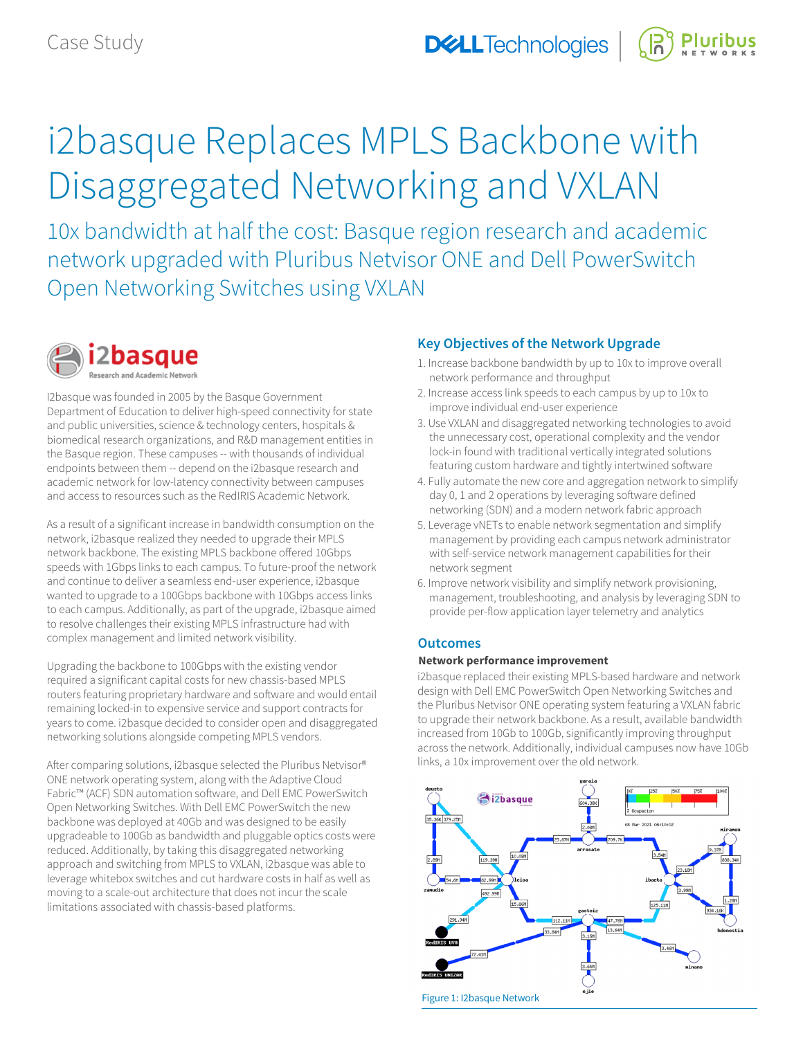Case Study

# i2basque Replaces MPLS Backbone with Disaggregated Networking and VXLAN

## 10x bandwidth at half the cost: Basque region research and academic network upgraded with Pluribus Netvisor ONE and Dell PowerSwitch Open Networking Switches using VXLAN

I2basque was founded in 2005 by the Basque Government Department of Education to deliver high-speed connectivity for state and public universities, science & technology centers, hospitals & biomedical research organizations, and R&D management entities in the Basque region. These campuses -- with thousands of individual endpoints between them -- depend on the i2basque research and academic network for low-latency connectivity between campuses and access to resources such as the RedIRIS Academic Network.

As a result of a significant increase in bandwidth consumption on the network, i2basque realized they needed to upgrade their MPLS network backbone. The existing MPLS backbone offered 10Gbps speeds with 1Gbps links to each campus. To future-proof the network and continue to deliver a seamless end-user experience, i2basque wanted to upgrade to a 100Gbps backbone with 10Gbps access links to each campus. Additionally, as part of the upgrade, i2basque aimed to resolve challenges their existing MPLS infrastructure had with complex management and limited network visibility.

Upgrading the backbone to 100Gbps with the existing vendor required a significant capital costs for new chassis-based MPLS routers featuring proprietary hardware and software and would entail remaining locked-in to expensive service and support contracts for years to come. i2basque decided to consider open and disaggregated networking solutions alongside competing MPLS vendors.

After comparing solutions, i2basque selected the Pluribus Netvisor® ONE network operating system, along with the Adaptive Cloud Fabric™ (ACF) SDN automation software, and Dell EMC PowerSwitch Open Networking Switches. With Dell EMC PowerSwitch the new backbone was deployed at 40Gb and was designed to be easily upgradeable to 100Gb as bandwidth and pluggable optics costs were reduced. Additionally, by taking this disaggregated networking approach and switching from MPLS to VXLAN, i2basque was able to leverage whitebox switches and cut hardware costs in half as well as moving to a scale-out architecture that does not incur the scale limitations associated with chassis-based platforms.

### Key Objectives of the Network Upgrade

1. Increase backbone bandwidth by up to 10x to improve overall network performance and throughput
2. Increase access link speeds to each campus by up to 10x to improve individual end-user experience
3. Use VXLAN and disaggregated networking technologies to avoid the unnecessary cost, operational complexity and the vendor lock-in found with traditional vertically integrated solutions featuring custom hardware and tightly intertwined software
4. Fully automate the new core and aggregation network to simplify day 0, 1 and 2 operations by leveraging software defined networking (SDN) and a modern network fabric approach
5. Leverage vNETs to enable network segmentation and simplify management by providing each campus network administrator with self-service network management capabilities for their network segment
6. Improve network visibility and simplify network provisioning, management, troubleshooting, and analysis by leveraging SDN to provide per-flow application layer telemetry and analytics

### Outcomes

**Network performance improvement**

i2basque replaced their existing MPLS-based hardware and network design with Dell EMC PowerSwitch Open Networking Switches and the Pluribus Netvisor ONE operating system featuring a VXLAN fabric to upgrade their network backbone. As a result, available bandwidth increased from 10Gb to 100Gb, significantly improving throughput across the network. Additionally, individual campuses now have 10Gb links, a 10x improvement over the old network.

Figure 1: I2basque Network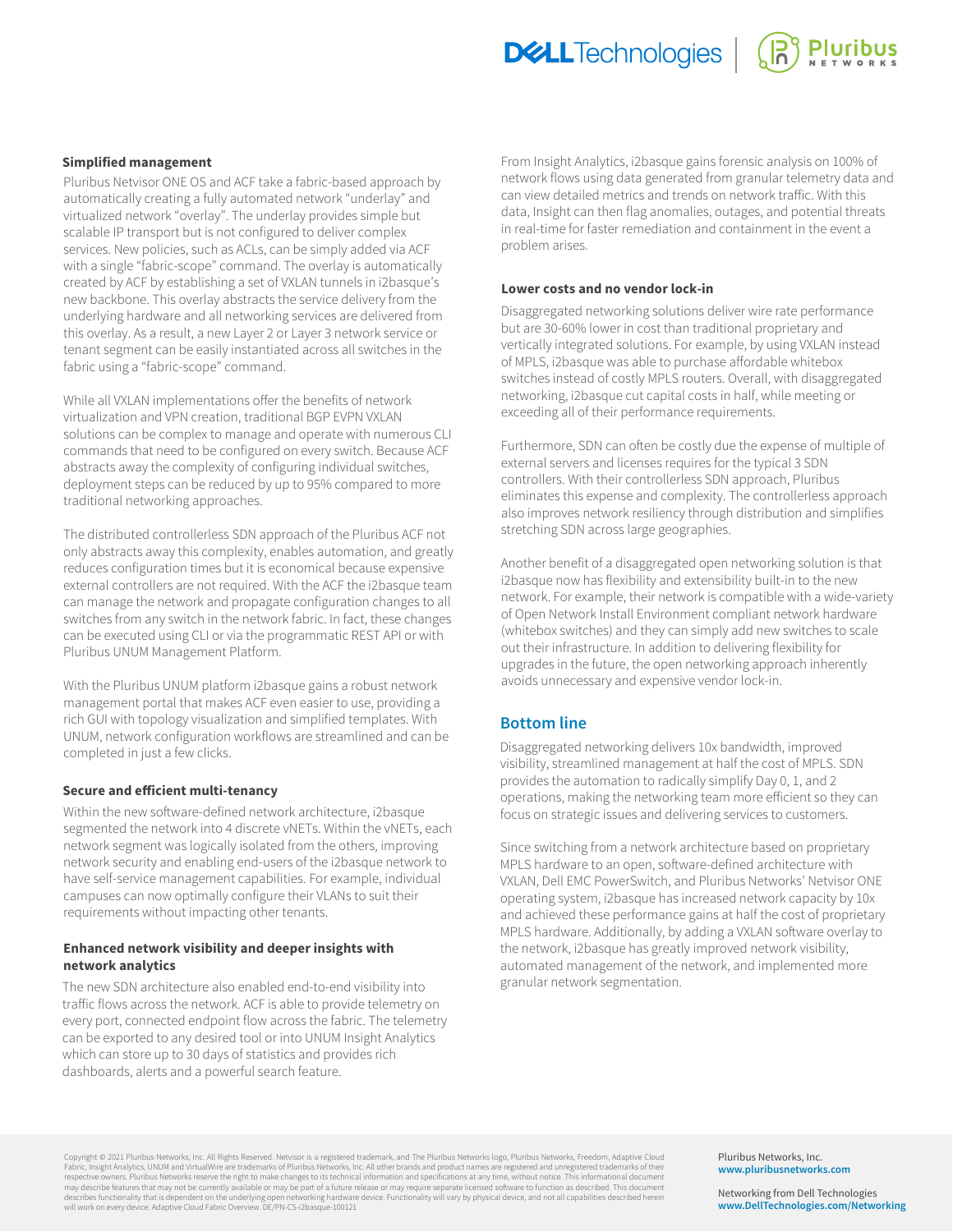#### Simplified management

Pluribus Netvisor ONE OS and ACF take a fabric-based approach by automatically creating a fully automated network "underlay" and virtualized network "overlay". The underlay provides simple but scalable IP transport but is not configured to deliver complex services. New policies, such as ACLs, can be simply added via ACF with a single "fabric-scope" command. The overlay is automatically created by ACF by establishing a set of VXLAN tunnels in i2basque's new backbone. This overlay abstracts the service delivery from the underlying hardware and all networking services are delivered from this overlay. As a result, a new Layer 2 or Layer 3 network service or tenant segment can be easily instantiated across all switches in the fabric using a "fabric-scope" command.

While all VXLAN implementations offer the benefits of network virtualization and VPN creation, traditional BGP EVPN VXLAN solutions can be complex to manage and operate with numerous CLI commands that need to be configured on every switch. Because ACF abstracts away the complexity of configuring individual switches, deployment steps can be reduced by up to 95% compared to more traditional networking approaches.

The distributed controllerless SDN approach of the Pluribus ACF not only abstracts away this complexity, enables automation, and greatly reduces configuration times but it is economical because expensive external controllers are not required. With the ACF the i2basque team can manage the network and propagate configuration changes to all switches from any switch in the network fabric. In fact, these changes can be executed using CLI or via the programmatic REST API or with Pluribus UNUM Management Platform.

With the Pluribus UNUM platform i2basque gains a robust network management portal that makes ACF even easier to use, providing a rich GUI with topology visualization and simplified templates. With UNUM, network configuration workflows are streamlined and can be completed in just a few clicks.

#### Secure and efficient multi-tenancy

Within the new software-defined network architecture, i2basque segmented the network into 4 discrete vNETs. Within the vNETs, each network segment was logically isolated from the others, improving network security and enabling end-users of the i2basque network to have self-service management capabilities. For example, individual campuses can now optimally configure their VLANs to suit their requirements without impacting other tenants.

#### Enhanced network visibility and deeper insights with network analytics

The new SDN architecture also enabled end-to-end visibility into traffic flows across the network. ACF is able to provide telemetry on every port, connected endpoint flow across the fabric. The telemetry can be exported to any desired tool or into UNUM Insight Analytics which can store up to 30 days of statistics and provides rich dashboards, alerts and a powerful search feature.

From Insight Analytics, i2basque gains forensic analysis on 100% of network flows using data generated from granular telemetry data and can view detailed metrics and trends on network traffic. With this data, Insight can then flag anomalies, outages, and potential threats in real-time for faster remediation and containment in the event a problem arises.

#### Lower costs and no vendor lock-in

Disaggregated networking solutions deliver wire rate performance but are 30-60% lower in cost than traditional proprietary and vertically integrated solutions. For example, by using VXLAN instead of MPLS, i2basque was able to purchase affordable whitebox switches instead of costly MPLS routers. Overall, with disaggregated networking, i2basque cut capital costs in half, while meeting or exceeding all of their performance requirements.

Furthermore, SDN can often be costly due the expense of multiple of external servers and licenses requires for the typical 3 SDN controllers. With their controllerless SDN approach, Pluribus eliminates this expense and complexity. The controllerless approach also improves network resiliency through distribution and simplifies stretching SDN across large geographies.

Another benefit of a disaggregated open networking solution is that i2basque now has flexibility and extensibility built-in to the new network. For example, their network is compatible with a wide-variety of Open Network Install Environment compliant network hardware (whitebox switches) and they can simply add new switches to scale out their infrastructure. In addition to delivering flexibility for upgrades in the future, the open networking approach inherently avoids unnecessary and expensive vendor lock-in.

## Bottom line

Disaggregated networking delivers 10x bandwidth, improved visibility, streamlined management at half the cost of MPLS. SDN provides the automation to radically simplify Day 0, 1, and 2 operations, making the networking team more efficient so they can focus on strategic issues and delivering services to customers.

Since switching from a network architecture based on proprietary MPLS hardware to an open, software-defined architecture with VXLAN, Dell EMC PowerSwitch, and Pluribus Networks' Netvisor ONE operating system, i2basque has increased network capacity by 10x and achieved these performance gains at half the cost of proprietary MPLS hardware. Additionally, by adding a VXLAN software overlay to the network, i2basque has greatly improved network visibility, automated management of the network, and implemented more granular network segmentation.

Copyright © 2021 Pluribus Networks, Inc. All Rights Reserved. Netvisor is a registered trademark, and The Pluribus Networks logo, Pluribus Networks, Freedom, Adaptive Cloud Fabric, Insight Analytics, UNUM and VirtualWire are trademarks of Pluribus Networks, Inc. All other brands and product names are registered and unregistered trademarks of their respective owners. Pluribus Networks reserve the right to make changes to its technical information and specifications at any time, without notice. This informational document may describe features that may not be currently available or may be part of a future release or may require separate licensed software to function as described. This document describes functionality that is dependent on the underlying open networking hardware device. Functionality will vary by physical device, and not all capabilities described herein will work on every device. Adaptive Cloud Fabric Overview. DE/PN-CS-i2basque-100121

Pluribus Networks, Inc.
**www.pluribusnetworks.com**

Networking from Dell Technologies
**www.DellTechnologies.com/Networking**